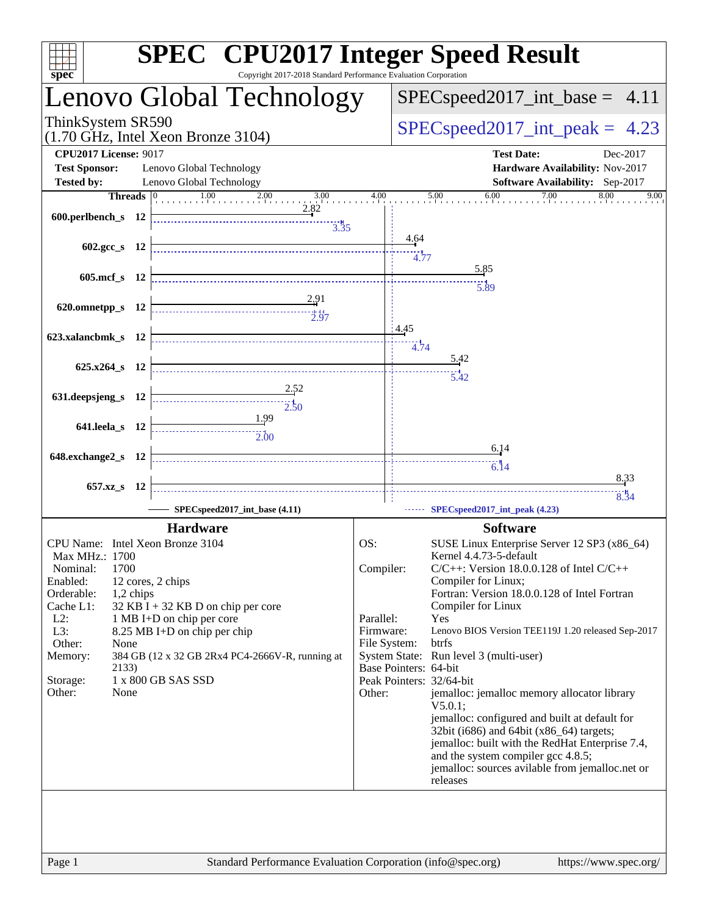# SPEC CPU2017 Integer Speed Result

Copyright 2017-2018 Standard Performance Evaluation Corporation

## Lenovo Global Technology

ThinkSystem SR590
(1.70 GHz, Intel Xeon Bronze 3104)

SPECspeed2017_int_base = 4.11

SPECspeed2017_int_peak = 4.23

**CPU2017 License:** 9017
**Test Sponsor:** Lenovo Global Technology
**Tested by:** Lenovo Global Technology

**Test Date:** Dec-2017
**Hardware Availability:** Nov-2017
**Software Availability:** Sep-2017

| Benchmark | Threads | Base | Peak |
|---|---|---|---|
| 600.perlbench_s | 12 | 2.82 | 3.35 |
| 602.gcc_s | 12 | 4.64 | 4.77 |
| 605.mcf_s | 12 | 5.85 | 5.89 |
| 620.omnetpp_s | 12 | 2.91 | 2.97 |
| 623.xalancbmk_s | 12 | 4.45 | 4.74 |
| 625.x264_s | 12 | 5.42 | 5.42 |
| 631.deepsjeng_s | 12 | 2.52 | 2.50 |
| 641.leela_s | 12 | 1.99 | 2.00 |
| 648.exchange2_s | 12 | 6.14 | 6.14 |
| 657.xz_s | 12 | 8.33 | 8.34 |

SPECspeed2017_int_base (4.11) — SPECspeed2017_int_peak (4.23)

### Hardware

| | |
|---|---|
| CPU Name: | Intel Xeon Bronze 3104 |
| Max MHz.: | 1700 |
| Nominal: | 1700 |
| Enabled: | 12 cores, 2 chips |
| Orderable: | 1,2 chips |
| Cache L1: | 32 KB I + 32 KB D on chip per core |
| L2: | 1 MB I+D on chip per core |
| L3: | 8.25 MB I+D on chip per chip |
| Other: | None |
| Memory: | 384 GB (12 x 32 GB 2Rx4 PC4-2666V-R, running at 2133) |
| Storage: | 1 x 800 GB SAS SSD |
| Other: | None |

### Software

| | |
|---|---|
| OS: | SUSE Linux Enterprise Server 12 SP3 (x86_64) Kernel 4.4.73-5-default |
| Compiler: | C/C++: Version 18.0.0.128 of Intel C/C++ Compiler for Linux; Fortran: Version 18.0.0.128 of Intel Fortran Compiler for Linux |
| Parallel: | Yes |
| Firmware: | Lenovo BIOS Version TEE119J 1.20 released Sep-2017 |
| File System: | btrfs |
| System State: | Run level 3 (multi-user) |
| Base Pointers: | 64-bit |
| Peak Pointers: | 32/64-bit |
| Other: | jemalloc: jemalloc memory allocator library V5.0.1; jemalloc: configured and built at default for 32bit (i686) and 64bit (x86_64) targets; jemalloc: built with the RedHat Enterprise 7.4, and the system compiler gcc 4.8.5; jemalloc: sources avilable from jemalloc.net or releases |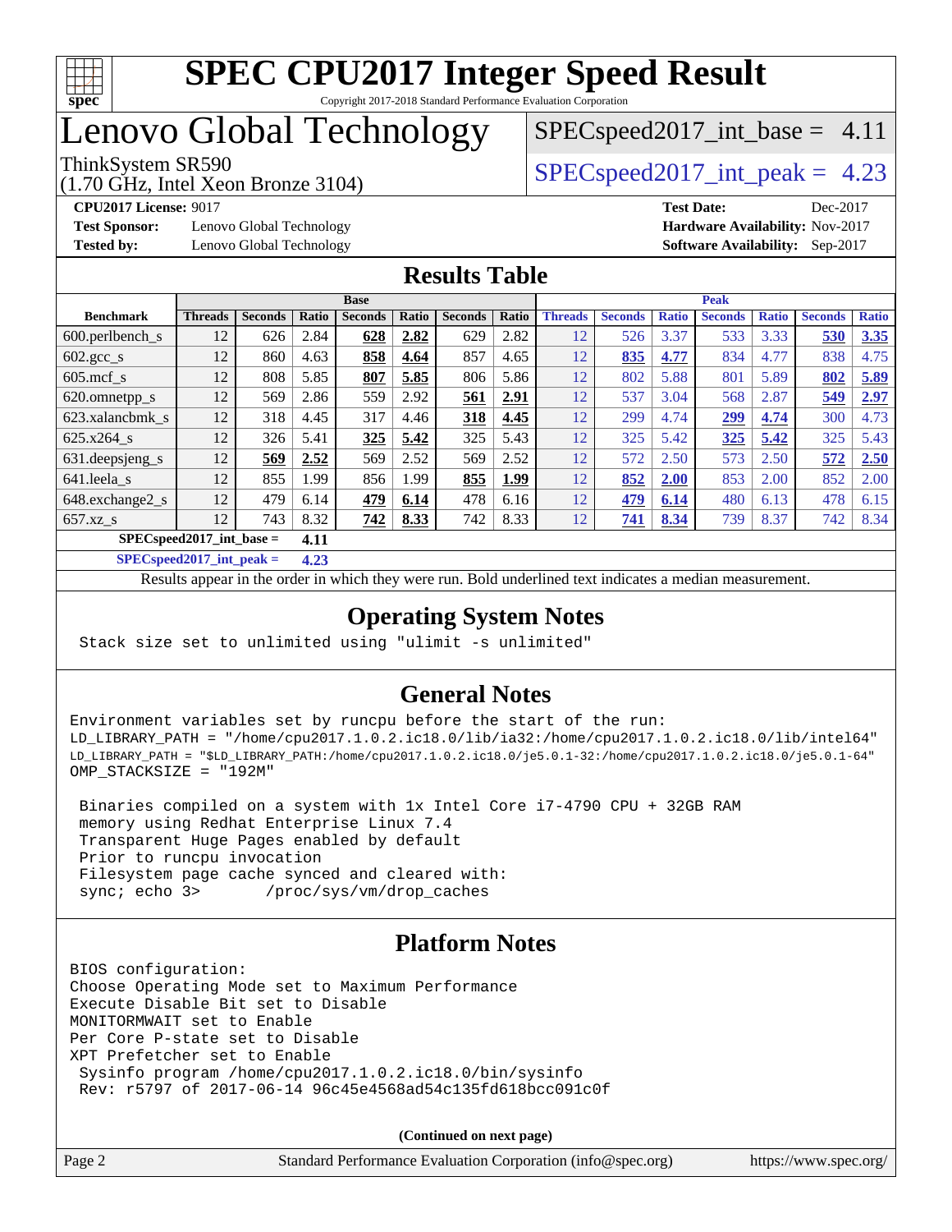# SPEC CPU2017 Integer Speed Result

Copyright 2017-2018 Standard Performance Evaluation Corporation

# Lenovo Global Technology

ThinkSystem SR590
(1.70 GHz, Intel Xeon Bronze 3104)

SPECspeed2017_int_base = 4.11

SPECspeed2017_int_peak = 4.23

**CPU2017 License:** 9017
**Test Sponsor:** Lenovo Global Technology
**Tested by:** Lenovo Global Technology

**Test Date:** Dec-2017
**Hardware Availability:** Nov-2017
**Software Availability:** Sep-2017

## Results Table

| Benchmark | Base | | | | | | | Peak | | | | | | |
|---|---|---|---|---|---|---|---|---|---|---|---|---|---|---|
| | Threads | Seconds | Ratio | Seconds | Ratio | Seconds | Ratio | Threads | Seconds | Ratio | Seconds | Ratio | Seconds | Ratio |
| 600.perlbench_s | 12 | 626 | 2.84 | **628** | **2.82** | 629 | 2.82 | 12 | 526 | 3.37 | 533 | 3.33 | **530** | **3.35** |
| 602.gcc_s | 12 | 860 | 4.63 | **858** | **4.64** | 857 | 4.65 | 12 | **835** | **4.77** | 834 | 4.77 | 838 | 4.75 |
| 605.mcf_s | 12 | 808 | 5.85 | **807** | **5.85** | 806 | 5.86 | 12 | 802 | 5.88 | 801 | 5.89 | **802** | **5.89** |
| 620.omnetpp_s | 12 | 569 | 2.86 | 559 | 2.92 | **561** | **2.91** | 12 | 537 | 3.04 | 568 | 2.87 | **549** | **2.97** |
| 623.xalancbmk_s | 12 | 318 | 4.45 | 317 | 4.46 | **318** | **4.45** | 12 | 299 | 4.74 | **299** | **4.74** | 300 | 4.73 |
| 625.x264_s | 12 | 326 | 5.41 | **325** | **5.42** | 325 | 5.43 | 12 | 325 | 5.42 | **325** | **5.42** | 325 | 5.43 |
| 631.deepsjeng_s | 12 | **569** | **2.52** | 569 | 2.52 | 569 | 2.52 | 12 | 572 | 2.50 | 573 | 2.50 | **572** | **2.50** |
| 641.leela_s | 12 | 855 | 1.99 | 856 | 1.99 | **855** | **1.99** | 12 | **852** | **2.00** | 853 | 2.00 | 852 | 2.00 |
| 648.exchange2_s | 12 | 479 | 6.14 | **479** | **6.14** | 478 | 6.16 | 12 | **479** | **6.14** | 480 | 6.13 | 478 | 6.15 |
| 657.xz_s | 12 | 743 | 8.32 | **742** | **8.33** | 742 | 8.33 | 12 | **741** | **8.34** | 739 | 8.37 | 742 | 8.34 |

**SPECspeed2017_int_base = 4.11**

**SPECspeed2017_int_peak = 4.23**

Results appear in the order in which they were run. Bold underlined text indicates a median measurement.

## Operating System Notes

```
Stack size set to unlimited using "ulimit -s unlimited"
```

## General Notes

```
Environment variables set by runcpu before the start of the run:
LD_LIBRARY_PATH = "/home/cpu2017.1.0.2.ic18.0/lib/ia32:/home/cpu2017.1.0.2.ic18.0/lib/intel64"
LD_LIBRARY_PATH = "$LD_LIBRARY_PATH:/home/cpu2017.1.0.2.ic18.0/je5.0.1-32:/home/cpu2017.1.0.2.ic18.0/je5.0.1-64"
OMP_STACKSIZE = "192M"

 Binaries compiled on a system with 1x Intel Core i7-4790 CPU + 32GB RAM
 memory using Redhat Enterprise Linux 7.4
 Transparent Huge Pages enabled by default
 Prior to runcpu invocation
 Filesystem page cache synced and cleared with:
 sync; echo 3>       /proc/sys/vm/drop_caches
```

## Platform Notes

```
BIOS configuration:
Choose Operating Mode set to Maximum Performance
Execute Disable Bit set to Disable
MONITORMWAIT set to Enable
Per Core P-state set to Disable
XPT Prefetcher set to Enable
 Sysinfo program /home/cpu2017.1.0.2.ic18.0/bin/sysinfo
 Rev: r5797 of 2017-06-14 96c45e4568ad54c135fd618bcc091c0f
```

**(Continued on next page)**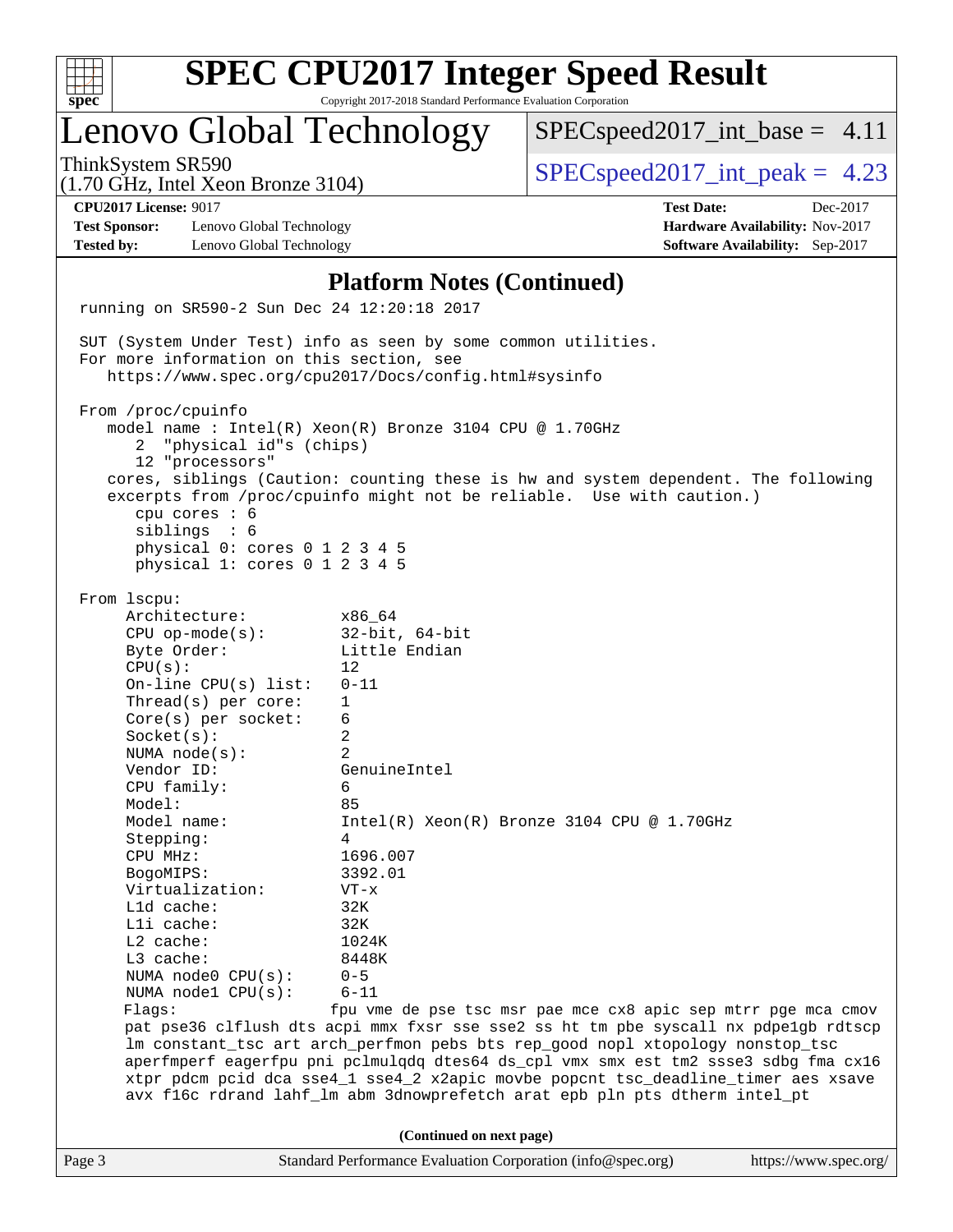## Platform Notes (Continued)

```
running on SR590-2 Sun Dec 24 12:20:18 2017

SUT (System Under Test) info as seen by some common utilities.
For more information on this section, see
   https://www.spec.org/cpu2017/Docs/config.html#sysinfo

From /proc/cpuinfo
   model name : Intel(R) Xeon(R) Bronze 3104 CPU @ 1.70GHz
      2  "physical id"s (chips)
      12 "processors"
   cores, siblings (Caution: counting these is hw and system dependent. The following
   excerpts from /proc/cpuinfo might not be reliable.  Use with caution.)
      cpu cores : 6
      siblings  : 6
      physical 0: cores 0 1 2 3 4 5
      physical 1: cores 0 1 2 3 4 5

From lscpu:
     Architecture:          x86_64
     CPU op-mode(s):        32-bit, 64-bit
     Byte Order:            Little Endian
     CPU(s):                12
     On-line CPU(s) list:   0-11
     Thread(s) per core:    1
     Core(s) per socket:    6
     Socket(s):             2
     NUMA node(s):          2
     Vendor ID:             GenuineIntel
     CPU family:            6
     Model:                 85
     Model name:            Intel(R) Xeon(R) Bronze 3104 CPU @ 1.70GHz
     Stepping:              4
     CPU MHz:               1696.007
     BogoMIPS:              3392.01
     Virtualization:        VT-x
     L1d cache:             32K
     L1i cache:             32K
     L2 cache:              1024K
     L3 cache:              8448K
     NUMA node0 CPU(s):     0-5
     NUMA node1 CPU(s):     6-11
     Flags:                 fpu vme de pse tsc msr pae mce cx8 apic sep mtrr pge mca cmov
     pat pse36 clflush dts acpi mmx fxsr sse sse2 ss ht tm pbe syscall nx pdpe1gb rdtscp
     lm constant_tsc art arch_perfmon pebs bts rep_good nopl xtopology nonstop_tsc
     aperfmperf eagerfpu pni pclmulqdq dtes64 ds_cpl vmx smx est tm2 ssse3 sdbg fma cx16
     xtpr pdcm pcid dca sse4_1 sse4_2 x2apic movbe popcnt tsc_deadline_timer aes xsave
     avx f16c rdrand lahf_lm abm 3dnowprefetch arat epb pln pts dtherm intel_pt
```

(Continued on next page)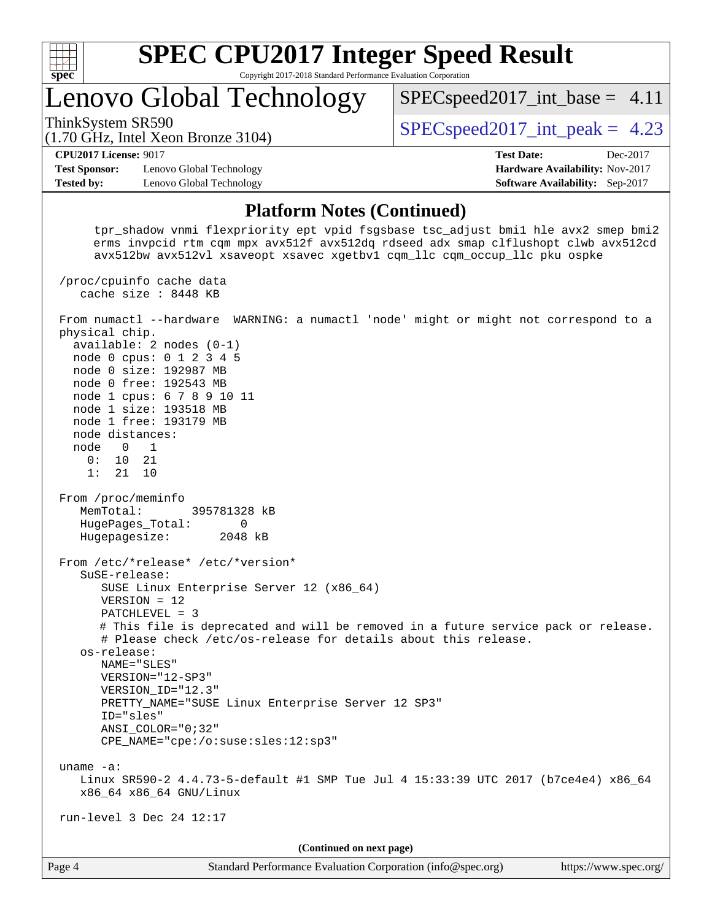# SPEC CPU2017 Integer Speed Result

Copyright 2017-2018 Standard Performance Evaluation Corporation

## Lenovo Global Technology

ThinkSystem SR590
(1.70 GHz, Intel Xeon Bronze 3104)

SPECspeed2017_int_base = 4.11

SPECspeed2017_int_peak = 4.23

**CPU2017 License:** 9017
**Test Sponsor:** Lenovo Global Technology
**Tested by:** Lenovo Global Technology

**Test Date:** Dec-2017
**Hardware Availability:** Nov-2017
**Software Availability:** Sep-2017

### Platform Notes (Continued)

```
      tpr_shadow vnmi flexpriority ept vpid fsgsbase tsc_adjust bmi1 hle avx2 smep bmi2
      erms invpcid rtm cqm mpx avx512f avx512dq rdseed adx smap clflushopt clwb avx512cd
      avx512bw avx512vl xsaveopt xsavec xgetbv1 cqm_llc cqm_occup_llc pku ospke

 /proc/cpuinfo cache data
    cache size : 8448 KB

 From numactl --hardware  WARNING: a numactl 'node' might or might not correspond to a
 physical chip.
   available: 2 nodes (0-1)
   node 0 cpus: 0 1 2 3 4 5
   node 0 size: 192987 MB
   node 0 free: 192543 MB
   node 1 cpus: 6 7 8 9 10 11
   node 1 size: 193518 MB
   node 1 free: 193179 MB
   node distances:
   node   0   1
     0:  10  21
     1:  21  10

 From /proc/meminfo
    MemTotal:       395781328 kB
    HugePages_Total:       0
    Hugepagesize:       2048 kB

 From /etc/*release* /etc/*version*
    SuSE-release:
       SUSE Linux Enterprise Server 12 (x86_64)
       VERSION = 12
       PATCHLEVEL = 3
       # This file is deprecated and will be removed in a future service pack or release.
       # Please check /etc/os-release for details about this release.
    os-release:
       NAME="SLES"
       VERSION="12-SP3"
       VERSION_ID="12.3"
       PRETTY_NAME="SUSE Linux Enterprise Server 12 SP3"
       ID="sles"
       ANSI_COLOR="0;32"
       CPE_NAME="cpe:/o:suse:sles:12:sp3"

 uname -a:
    Linux SR590-2 4.4.73-5-default #1 SMP Tue Jul 4 15:33:39 UTC 2017 (b7ce4e4) x86_64
    x86_64 x86_64 GNU/Linux

 run-level 3 Dec 24 12:17
```

(Continued on next page)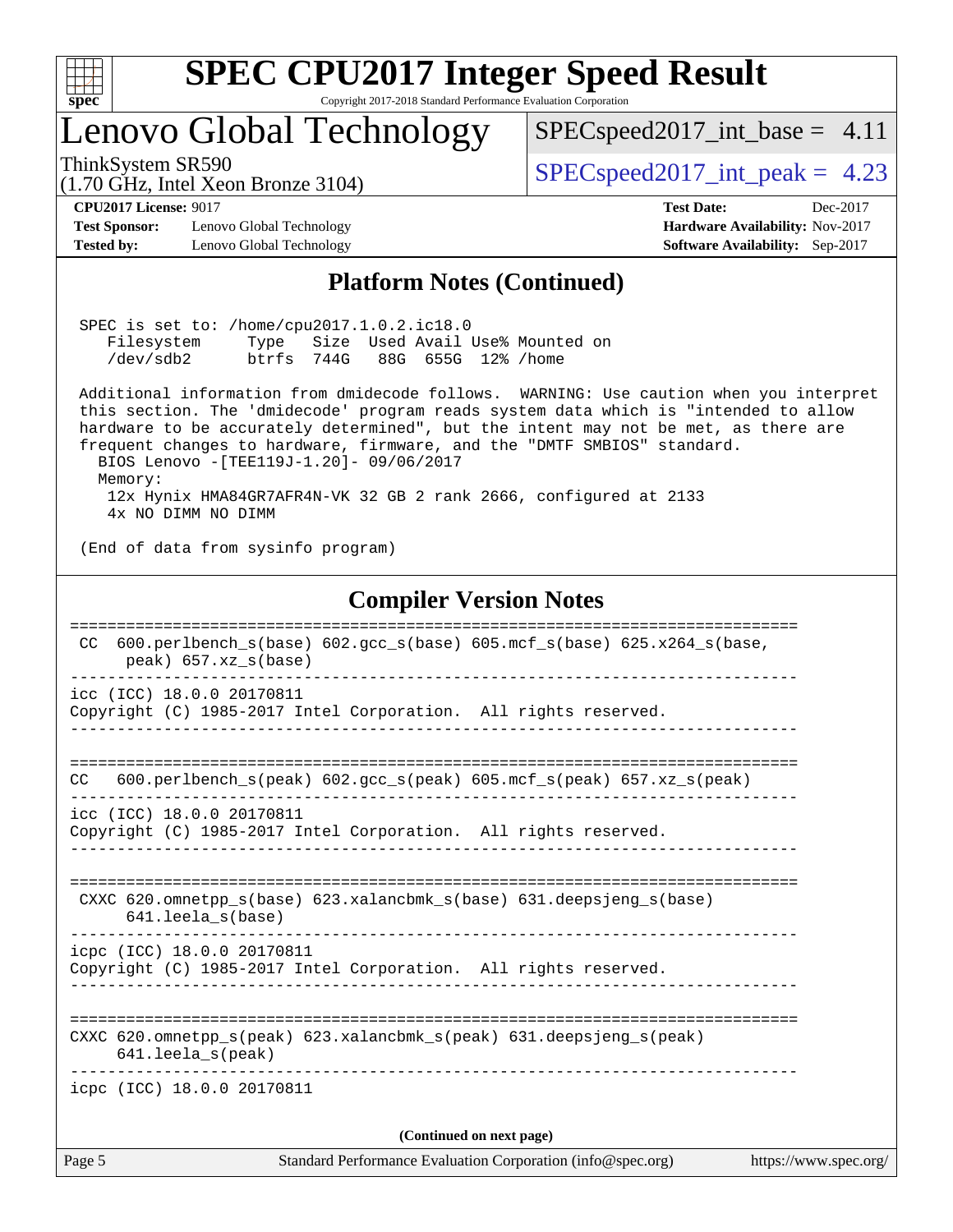## Platform Notes (Continued)

```
SPEC is set to: /home/cpu2017.1.0.2.ic18.0
   Filesystem     Type   Size  Used Avail Use% Mounted on
   /dev/sdb2      btrfs  744G   88G  655G  12% /home

Additional information from dmidecode follows.  WARNING: Use caution when you interpret
this section. The 'dmidecode' program reads system data which is "intended to allow
hardware to be accurately determined", but the intent may not be met, as there are
frequent changes to hardware, firmware, and the "DMTF SMBIOS" standard.
  BIOS Lenovo -[TEE119J-1.20]- 09/06/2017
  Memory:
   12x Hynix HMA84GR7AFR4N-VK 32 GB 2 rank 2666, configured at 2133
   4x NO DIMM NO DIMM

(End of data from sysinfo program)
```

## Compiler Version Notes

```
==============================================================================
 CC  600.perlbench_s(base) 602.gcc_s(base) 605.mcf_s(base) 625.x264_s(base,
      peak) 657.xz_s(base)
------------------------------------------------------------------------------
icc (ICC) 18.0.0 20170811
Copyright (C) 1985-2017 Intel Corporation.  All rights reserved.
------------------------------------------------------------------------------

==============================================================================
CC   600.perlbench_s(peak) 602.gcc_s(peak) 605.mcf_s(peak) 657.xz_s(peak)
------------------------------------------------------------------------------
icc (ICC) 18.0.0 20170811
Copyright (C) 1985-2017 Intel Corporation.  All rights reserved.
------------------------------------------------------------------------------

==============================================================================
 CXXC 620.omnetpp_s(base) 623.xalancbmk_s(base) 631.deepsjeng_s(base)
      641.leela_s(base)
------------------------------------------------------------------------------
icpc (ICC) 18.0.0 20170811
Copyright (C) 1985-2017 Intel Corporation.  All rights reserved.
------------------------------------------------------------------------------

==============================================================================
CXXC 620.omnetpp_s(peak) 623.xalancbmk_s(peak) 631.deepsjeng_s(peak)
     641.leela_s(peak)
------------------------------------------------------------------------------
icpc (ICC) 18.0.0 20170811
```

(Continued on next page)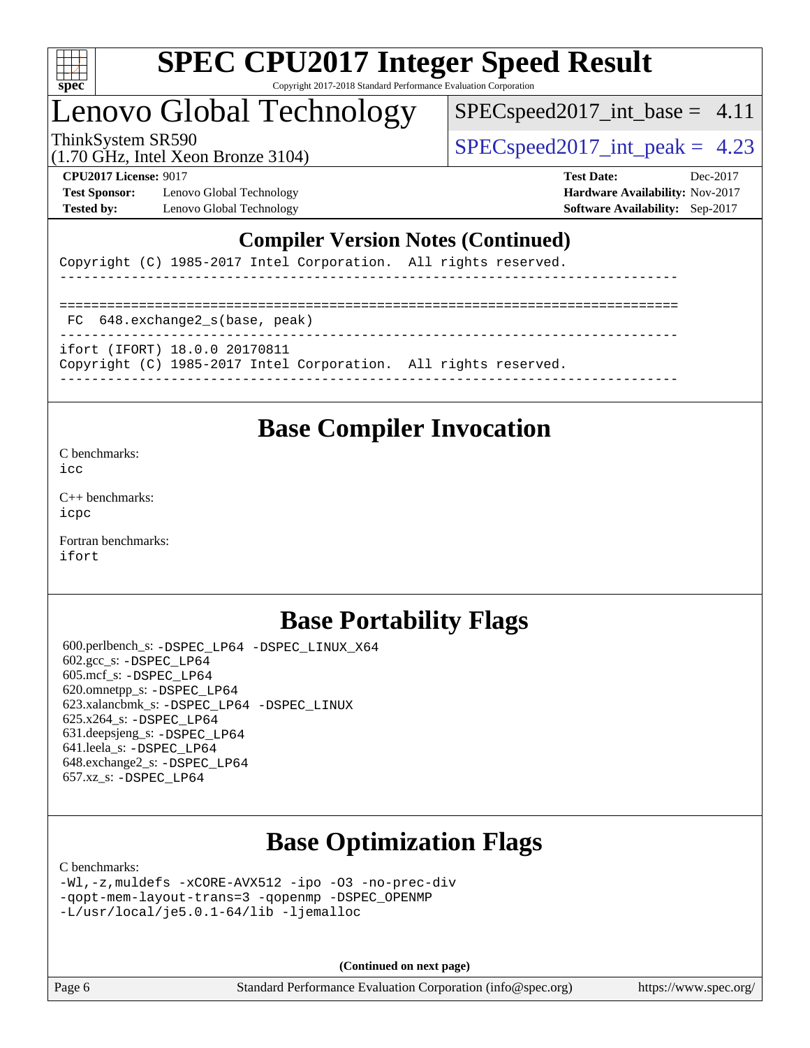## Compiler Version Notes (Continued)

```
Copyright (C) 1985-2017 Intel Corporation.  All rights reserved.
------------------------------------------------------------------------------

==============================================================================
 FC  648.exchange2_s(base, peak)
------------------------------------------------------------------------------
ifort (IFORT) 18.0.0 20170811
Copyright (C) 1985-2017 Intel Corporation.  All rights reserved.
------------------------------------------------------------------------------
```

## Base Compiler Invocation

C benchmarks:
icc

C++ benchmarks:
icpc

Fortran benchmarks:
ifort

## Base Portability Flags

600.perlbench_s: -DSPEC_LP64 -DSPEC_LINUX_X64
602.gcc_s: -DSPEC_LP64
605.mcf_s: -DSPEC_LP64
620.omnetpp_s: -DSPEC_LP64
623.xalancbmk_s: -DSPEC_LP64 -DSPEC_LINUX
625.x264_s: -DSPEC_LP64
631.deepsjeng_s: -DSPEC_LP64
641.leela_s: -DSPEC_LP64
648.exchange2_s: -DSPEC_LP64
657.xz_s: -DSPEC_LP64

## Base Optimization Flags

C benchmarks:
-Wl,-z,muldefs -xCORE-AVX512 -ipo -O3 -no-prec-div
-qopt-mem-layout-trans=3 -qopenmp -DSPEC_OPENMP
-L/usr/local/je5.0.1-64/lib -ljemalloc

(Continued on next page)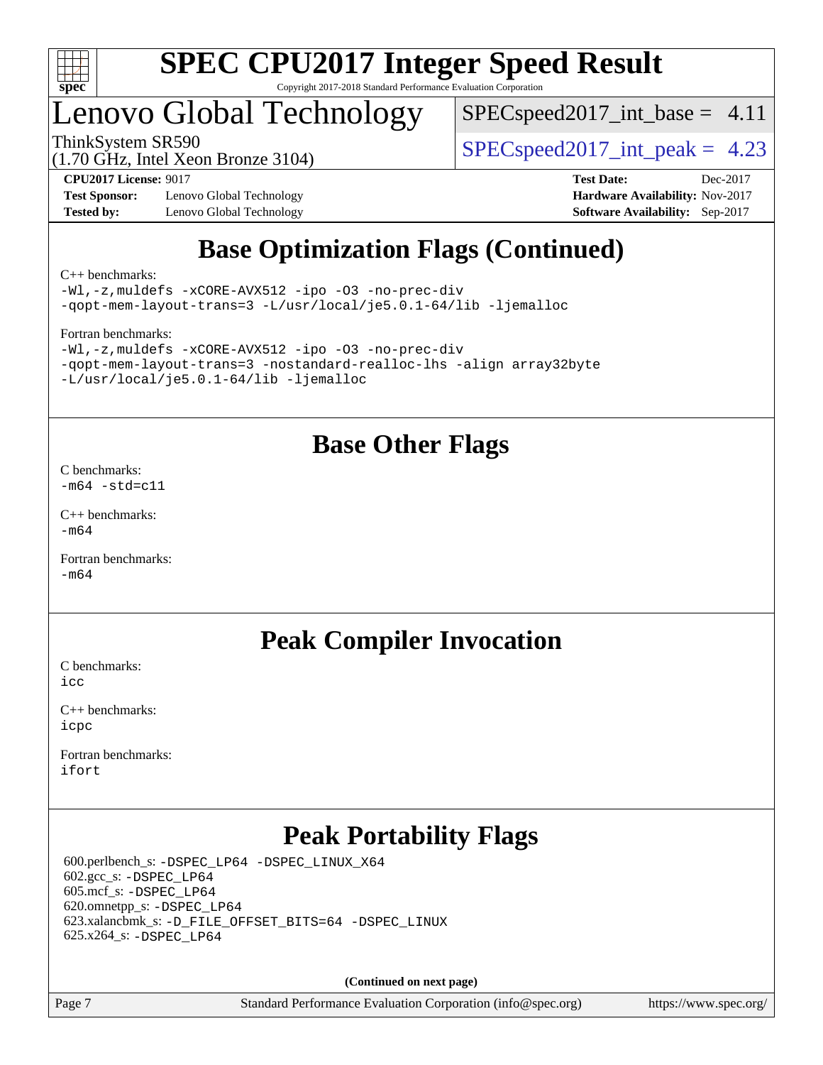# SPEC CPU2017 Integer Speed Result

Copyright 2017-2018 Standard Performance Evaluation Corporation

## Lenovo Global Technology

ThinkSystem SR590
(1.70 GHz, Intel Xeon Bronze 3104)

SPECspeed2017_int_base = 4.11

SPECspeed2017_int_peak = 4.23

**CPU2017 License:** 9017
**Test Sponsor:** Lenovo Global Technology
**Tested by:** Lenovo Global Technology

**Test Date:** Dec-2017
**Hardware Availability:** Nov-2017
**Software Availability:** Sep-2017

## Base Optimization Flags (Continued)

C++ benchmarks:

```
-Wl,-z,muldefs -xCORE-AVX512 -ipo -O3 -no-prec-div
-qopt-mem-layout-trans=3 -L/usr/local/je5.0.1-64/lib -ljemalloc
```

Fortran benchmarks:

```
-Wl,-z,muldefs -xCORE-AVX512 -ipo -O3 -no-prec-div
-qopt-mem-layout-trans=3 -nostandard-realloc-lhs -align array32byte
-L/usr/local/je5.0.1-64/lib -ljemalloc
```

## Base Other Flags

C benchmarks:

```
-m64 -std=c11
```

C++ benchmarks:

```
-m64
```

Fortran benchmarks:

```
-m64
```

## Peak Compiler Invocation

C benchmarks:

```
icc
```

C++ benchmarks:

```
icpc
```

Fortran benchmarks:

```
ifort
```

## Peak Portability Flags

600.perlbench_s: -DSPEC_LP64 -DSPEC_LINUX_X64
602.gcc_s: -DSPEC_LP64
605.mcf_s: -DSPEC_LP64
620.omnetpp_s: -DSPEC_LP64
623.xalancbmk_s: -D_FILE_OFFSET_BITS=64 -DSPEC_LINUX
625.x264_s: -DSPEC_LP64

**(Continued on next page)**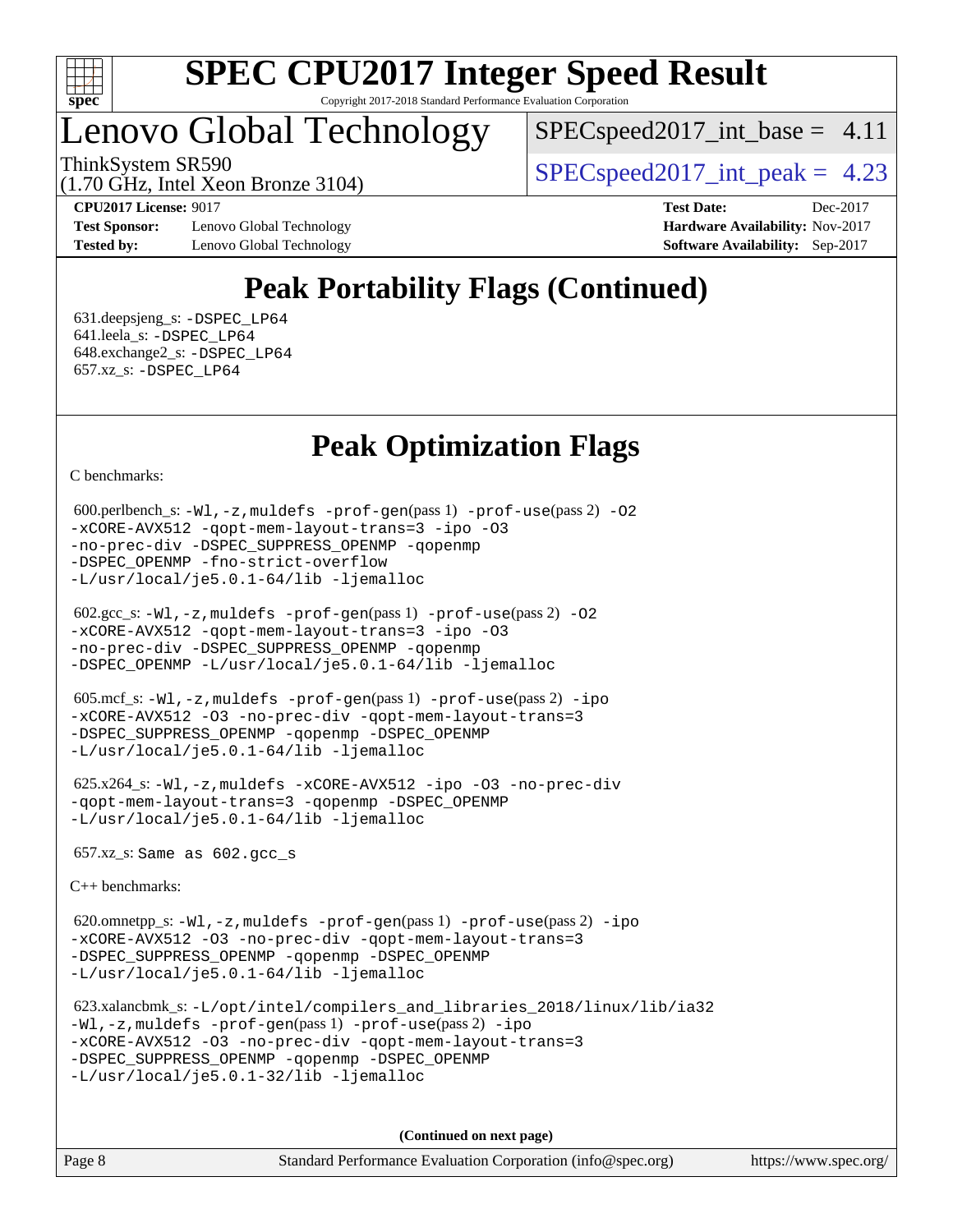# SPEC CPU2017 Integer Speed Result

Copyright 2017-2018 Standard Performance Evaluation Corporation

## Lenovo Global Technology

ThinkSystem SR590
(1.70 GHz, Intel Xeon Bronze 3104)

SPECspeed2017_int_base = 4.11

SPECspeed2017_int_peak = 4.23

**CPU2017 License:** 9017
**Test Sponsor:** Lenovo Global Technology
**Tested by:** Lenovo Global Technology

**Test Date:** Dec-2017
**Hardware Availability:** Nov-2017
**Software Availability:** Sep-2017

## Peak Portability Flags (Continued)

631.deepsjeng_s: `-DSPEC_LP64`
641.leela_s: `-DSPEC_LP64`
648.exchange2_s: `-DSPEC_LP64`
657.xz_s: `-DSPEC_LP64`

## Peak Optimization Flags

C benchmarks:

600.perlbench_s: `-Wl,-z,muldefs -prof-gen`(pass 1) `-prof-use`(pass 2) `-O2 -xCORE-AVX512 -qopt-mem-layout-trans=3 -ipo -O3 -no-prec-div -DSPEC_SUPPRESS_OPENMP -qopenmp -DSPEC_OPENMP -fno-strict-overflow -L/usr/local/je5.0.1-64/lib -ljemalloc`

602.gcc_s: `-Wl,-z,muldefs -prof-gen`(pass 1) `-prof-use`(pass 2) `-O2 -xCORE-AVX512 -qopt-mem-layout-trans=3 -ipo -O3 -no-prec-div -DSPEC_SUPPRESS_OPENMP -qopenmp -DSPEC_OPENMP -L/usr/local/je5.0.1-64/lib -ljemalloc`

605.mcf_s: `-Wl,-z,muldefs -prof-gen`(pass 1) `-prof-use`(pass 2) `-ipo -xCORE-AVX512 -O3 -no-prec-div -qopt-mem-layout-trans=3 -DSPEC_SUPPRESS_OPENMP -qopenmp -DSPEC_OPENMP -L/usr/local/je5.0.1-64/lib -ljemalloc`

625.x264_s: `-Wl,-z,muldefs -xCORE-AVX512 -ipo -O3 -no-prec-div -qopt-mem-layout-trans=3 -qopenmp -DSPEC_OPENMP -L/usr/local/je5.0.1-64/lib -ljemalloc`

657.xz_s: Same as 602.gcc_s

C++ benchmarks:

620.omnetpp_s: `-Wl,-z,muldefs -prof-gen`(pass 1) `-prof-use`(pass 2) `-ipo -xCORE-AVX512 -O3 -no-prec-div -qopt-mem-layout-trans=3 -DSPEC_SUPPRESS_OPENMP -qopenmp -DSPEC_OPENMP -L/usr/local/je5.0.1-64/lib -ljemalloc`

623.xalancbmk_s: `-L/opt/intel/compilers_and_libraries_2018/linux/lib/ia32 -Wl,-z,muldefs -prof-gen`(pass 1) `-prof-use`(pass 2) `-ipo -xCORE-AVX512 -O3 -no-prec-div -qopt-mem-layout-trans=3 -DSPEC_SUPPRESS_OPENMP -qopenmp -DSPEC_OPENMP -L/usr/local/je5.0.1-32/lib -ljemalloc`

**(Continued on next page)**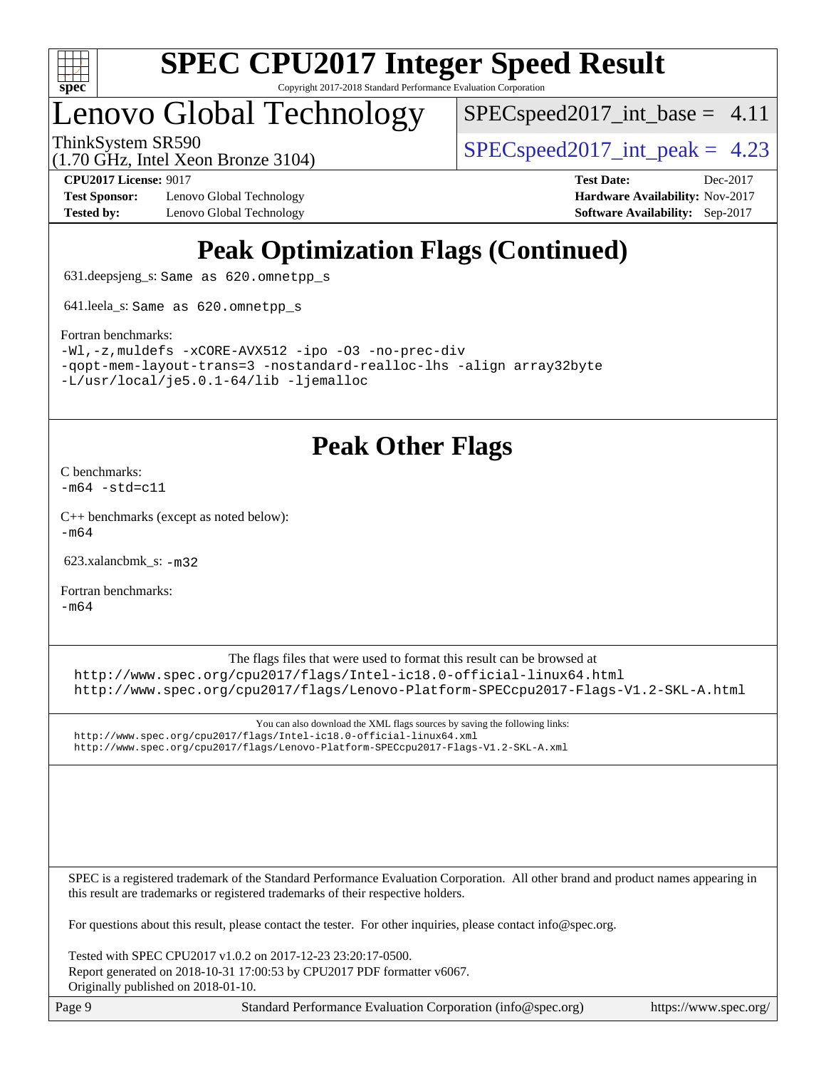# Peak Optimization Flags (Continued)

631.deepsjeng_s: `Same as 620.omnetpp_s`

641.leela_s: `Same as 620.omnetpp_s`

Fortran benchmarks:

```
-Wl,-z,muldefs -xCORE-AVX512 -ipo -O3 -no-prec-div
-qopt-mem-layout-trans=3 -nostandard-realloc-lhs -align array32byte
-L/usr/local/je5.0.1-64/lib -ljemalloc
```

# Peak Other Flags

C benchmarks:
`-m64 -std=c11`

C++ benchmarks (except as noted below):
`-m64`

623.xalancbmk_s: `-m32`

Fortran benchmarks:
`-m64`

The flags files that were used to format this result can be browsed at
http://www.spec.org/cpu2017/flags/Intel-ic18.0-official-linux64.html
http://www.spec.org/cpu2017/flags/Lenovo-Platform-SPECcpu2017-Flags-V1.2-SKL-A.html

You can also download the XML flags sources by saving the following links:
http://www.spec.org/cpu2017/flags/Intel-ic18.0-official-linux64.xml
http://www.spec.org/cpu2017/flags/Lenovo-Platform-SPECcpu2017-Flags-V1.2-SKL-A.xml

SPEC is a registered trademark of the Standard Performance Evaluation Corporation. All other brand and product names appearing in this result are trademarks or registered trademarks of their respective holders.

For questions about this result, please contact the tester. For other inquiries, please contact info@spec.org.

Tested with SPEC CPU2017 v1.0.2 on 2017-12-23 23:20:17-0500.
Report generated on 2018-10-31 17:00:53 by CPU2017 PDF formatter v6067.
Originally published on 2018-01-10.